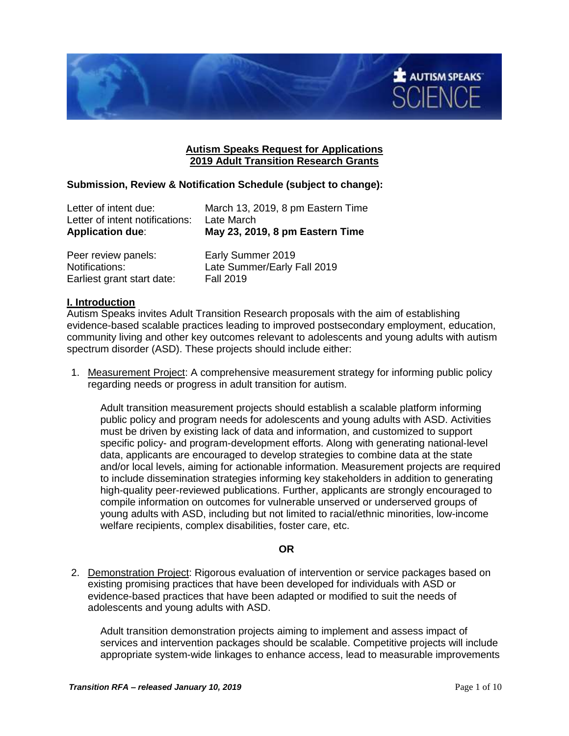**Autism Speaks Request for Applications**
**2019 Adult Transition Research Grants**

**Submission, Review & Notification Schedule (subject to change):**

Letter of intent due: March 13, 2019, 8 pm Eastern Time
Letter of intent notifications: Late March
**Application due**: **May 23, 2019, 8 pm Eastern Time**

Peer review panels: Early Summer 2019
Notifications: Late Summer/Early Fall 2019
Earliest grant start date: Fall 2019

## I. Introduction

Autism Speaks invites Adult Transition Research proposals with the aim of establishing evidence-based scalable practices leading to improved postsecondary employment, education, community living and other key outcomes relevant to adolescents and young adults with autism spectrum disorder (ASD). These projects should include either:

1. Measurement Project: A comprehensive measurement strategy for informing public policy regarding needs or progress in adult transition for autism.

   Adult transition measurement projects should establish a scalable platform informing public policy and program needs for adolescents and young adults with ASD. Activities must be driven by existing lack of data and information, and customized to support specific policy- and program-development efforts. Along with generating national-level data, applicants are encouraged to develop strategies to combine data at the state and/or local levels, aiming for actionable information. Measurement projects are required to include dissemination strategies informing key stakeholders in addition to generating high-quality peer-reviewed publications. Further, applicants are strongly encouraged to compile information on outcomes for vulnerable unserved or underserved groups of young adults with ASD, including but not limited to racial/ethnic minorities, low-income welfare recipients, complex disabilities, foster care, etc.

**OR**

2. Demonstration Project: Rigorous evaluation of intervention or service packages based on existing promising practices that have been developed for individuals with ASD or evidence-based practices that have been adapted or modified to suit the needs of adolescents and young adults with ASD.

   Adult transition demonstration projects aiming to implement and assess impact of services and intervention packages should be scalable. Competitive projects will include appropriate system-wide linkages to enhance access, lead to measurable improvements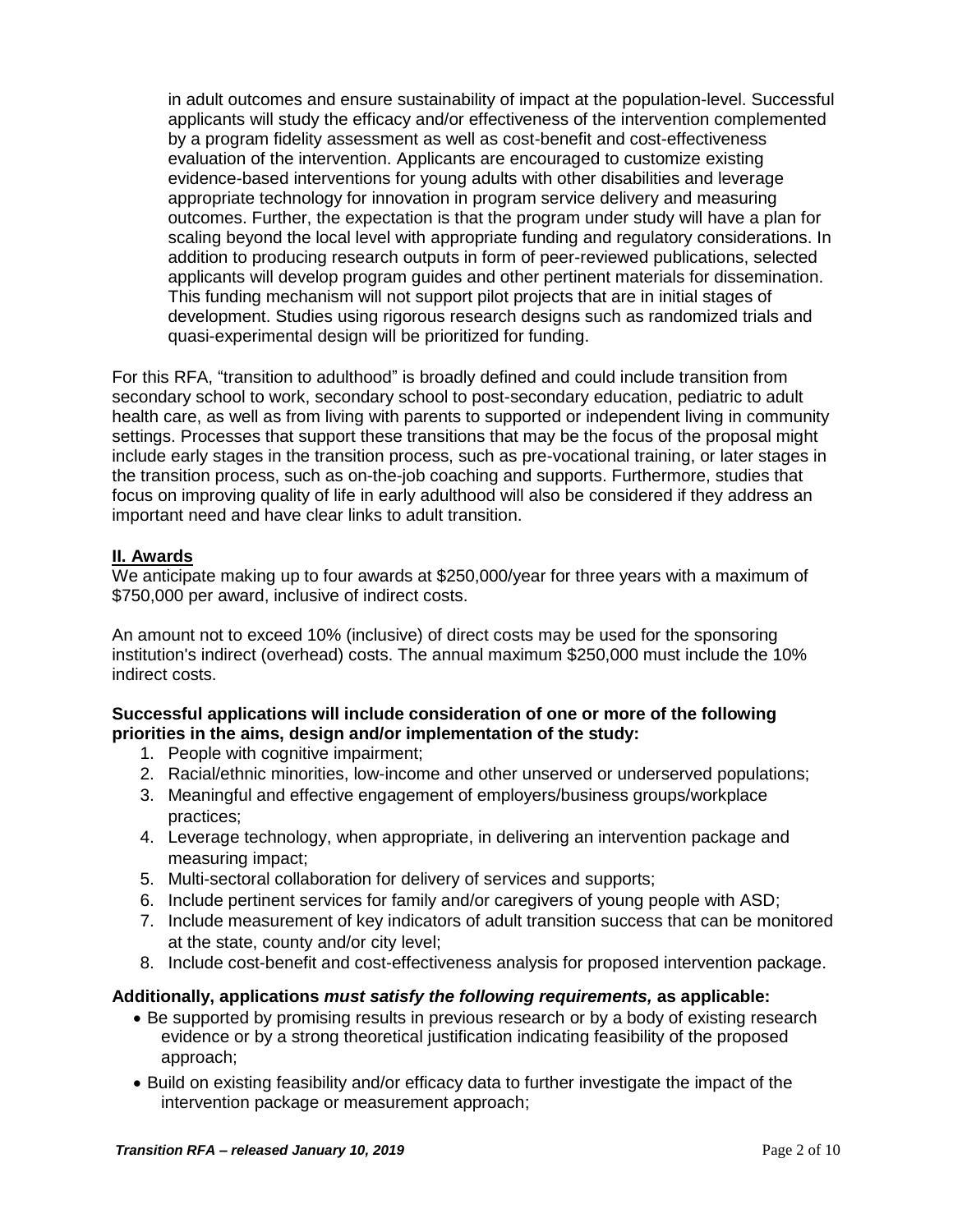in adult outcomes and ensure sustainability of impact at the population-level. Successful applicants will study the efficacy and/or effectiveness of the intervention complemented by a program fidelity assessment as well as cost-benefit and cost-effectiveness evaluation of the intervention. Applicants are encouraged to customize existing evidence-based interventions for young adults with other disabilities and leverage appropriate technology for innovation in program service delivery and measuring outcomes. Further, the expectation is that the program under study will have a plan for scaling beyond the local level with appropriate funding and regulatory considerations. In addition to producing research outputs in form of peer-reviewed publications, selected applicants will develop program guides and other pertinent materials for dissemination. This funding mechanism will not support pilot projects that are in initial stages of development. Studies using rigorous research designs such as randomized trials and quasi-experimental design will be prioritized for funding.

For this RFA, "transition to adulthood" is broadly defined and could include transition from secondary school to work, secondary school to post-secondary education, pediatric to adult health care, as well as from living with parents to supported or independent living in community settings. Processes that support these transitions that may be the focus of the proposal might include early stages in the transition process, such as pre-vocational training, or later stages in the transition process, such as on-the-job coaching and supports. Furthermore, studies that focus on improving quality of life in early adulthood will also be considered if they address an important need and have clear links to adult transition.

## II. Awards

We anticipate making up to four awards at $250,000/year for three years with a maximum of $750,000 per award, inclusive of indirect costs.

An amount not to exceed 10% (inclusive) of direct costs may be used for the sponsoring institution's indirect (overhead) costs. The annual maximum $250,000 must include the 10% indirect costs.

**Successful applications will include consideration of one or more of the following priorities in the aims, design and/or implementation of the study:**

1. People with cognitive impairment;
2. Racial/ethnic minorities, low-income and other unserved or underserved populations;
3. Meaningful and effective engagement of employers/business groups/workplace practices;
4. Leverage technology, when appropriate, in delivering an intervention package and measuring impact;
5. Multi-sectoral collaboration for delivery of services and supports;
6. Include pertinent services for family and/or caregivers of young people with ASD;
7. Include measurement of key indicators of adult transition success that can be monitored at the state, county and/or city level;
8. Include cost-benefit and cost-effectiveness analysis for proposed intervention package.

**Additionally, applications *must satisfy the following requirements,* as applicable:**

- Be supported by promising results in previous research or by a body of existing research evidence or by a strong theoretical justification indicating feasibility of the proposed approach;
- Build on existing feasibility and/or efficacy data to further investigate the impact of the intervention package or measurement approach;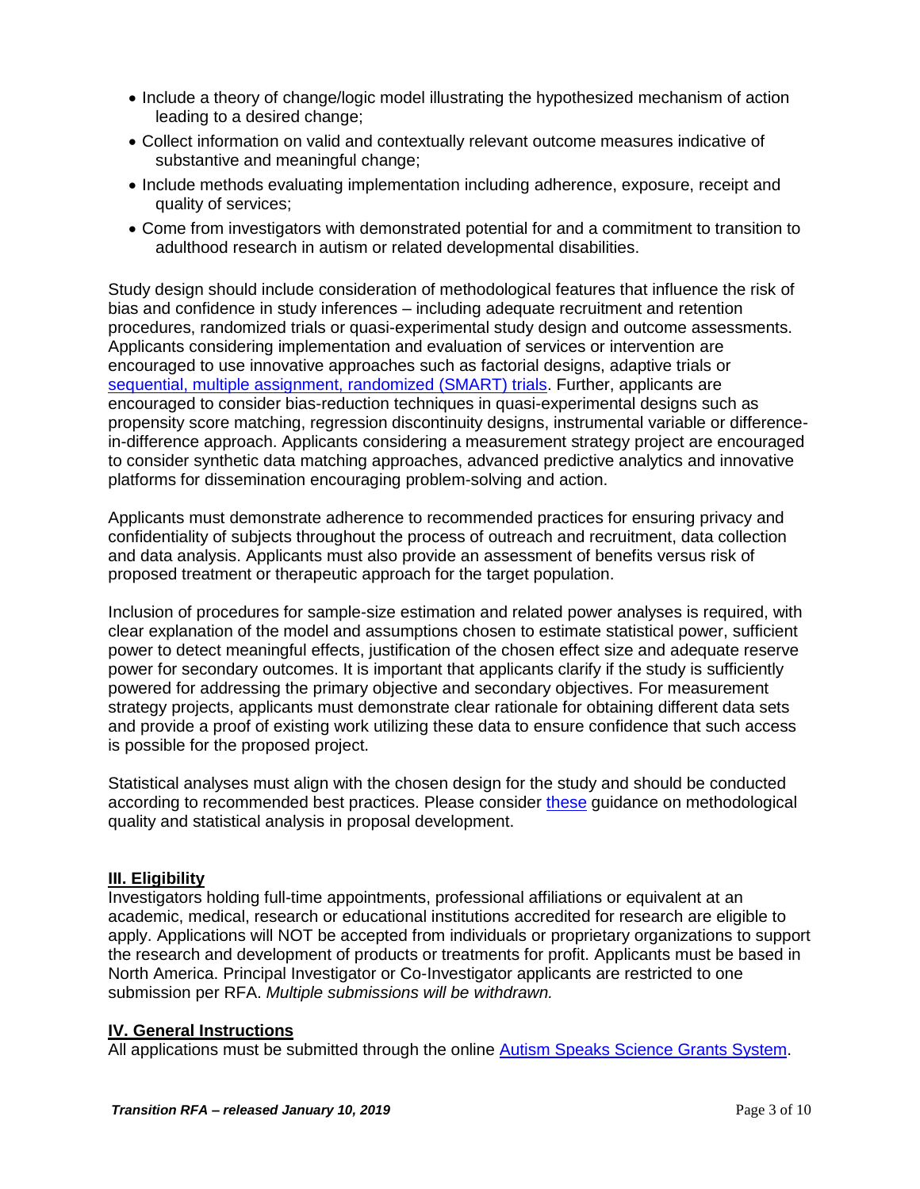- Include a theory of change/logic model illustrating the hypothesized mechanism of action leading to a desired change;
- Collect information on valid and contextually relevant outcome measures indicative of substantive and meaningful change;
- Include methods evaluating implementation including adherence, exposure, receipt and quality of services;
- Come from investigators with demonstrated potential for and a commitment to transition to adulthood research in autism or related developmental disabilities.

Study design should include consideration of methodological features that influence the risk of bias and confidence in study inferences – including adequate recruitment and retention procedures, randomized trials or quasi-experimental study design and outcome assessments. Applicants considering implementation and evaluation of services or intervention are encouraged to use innovative approaches such as factorial designs, adaptive trials or sequential, multiple assignment, randomized (SMART) trials. Further, applicants are encouraged to consider bias-reduction techniques in quasi-experimental designs such as propensity score matching, regression discontinuity designs, instrumental variable or difference-in-difference approach. Applicants considering a measurement strategy project are encouraged to consider synthetic data matching approaches, advanced predictive analytics and innovative platforms for dissemination encouraging problem-solving and action.

Applicants must demonstrate adherence to recommended practices for ensuring privacy and confidentiality of subjects throughout the process of outreach and recruitment, data collection and data analysis. Applicants must also provide an assessment of benefits versus risk of proposed treatment or therapeutic approach for the target population.

Inclusion of procedures for sample-size estimation and related power analyses is required, with clear explanation of the model and assumptions chosen to estimate statistical power, sufficient power to detect meaningful effects, justification of the chosen effect size and adequate reserve power for secondary outcomes. It is important that applicants clarify if the study is sufficiently powered for addressing the primary objective and secondary objectives. For measurement strategy projects, applicants must demonstrate clear rationale for obtaining different data sets and provide a proof of existing work utilizing these data to ensure confidence that such access is possible for the proposed project.

Statistical analyses must align with the chosen design for the study and should be conducted according to recommended best practices. Please consider these guidance on methodological quality and statistical analysis in proposal development.

## III. Eligibility

Investigators holding full-time appointments, professional affiliations or equivalent at an academic, medical, research or educational institutions accredited for research are eligible to apply. Applications will NOT be accepted from individuals or proprietary organizations to support the research and development of products or treatments for profit. Applicants must be based in North America. Principal Investigator or Co-Investigator applicants are restricted to one submission per RFA. *Multiple submissions will be withdrawn.*

## IV. General Instructions

All applications must be submitted through the online Autism Speaks Science Grants System.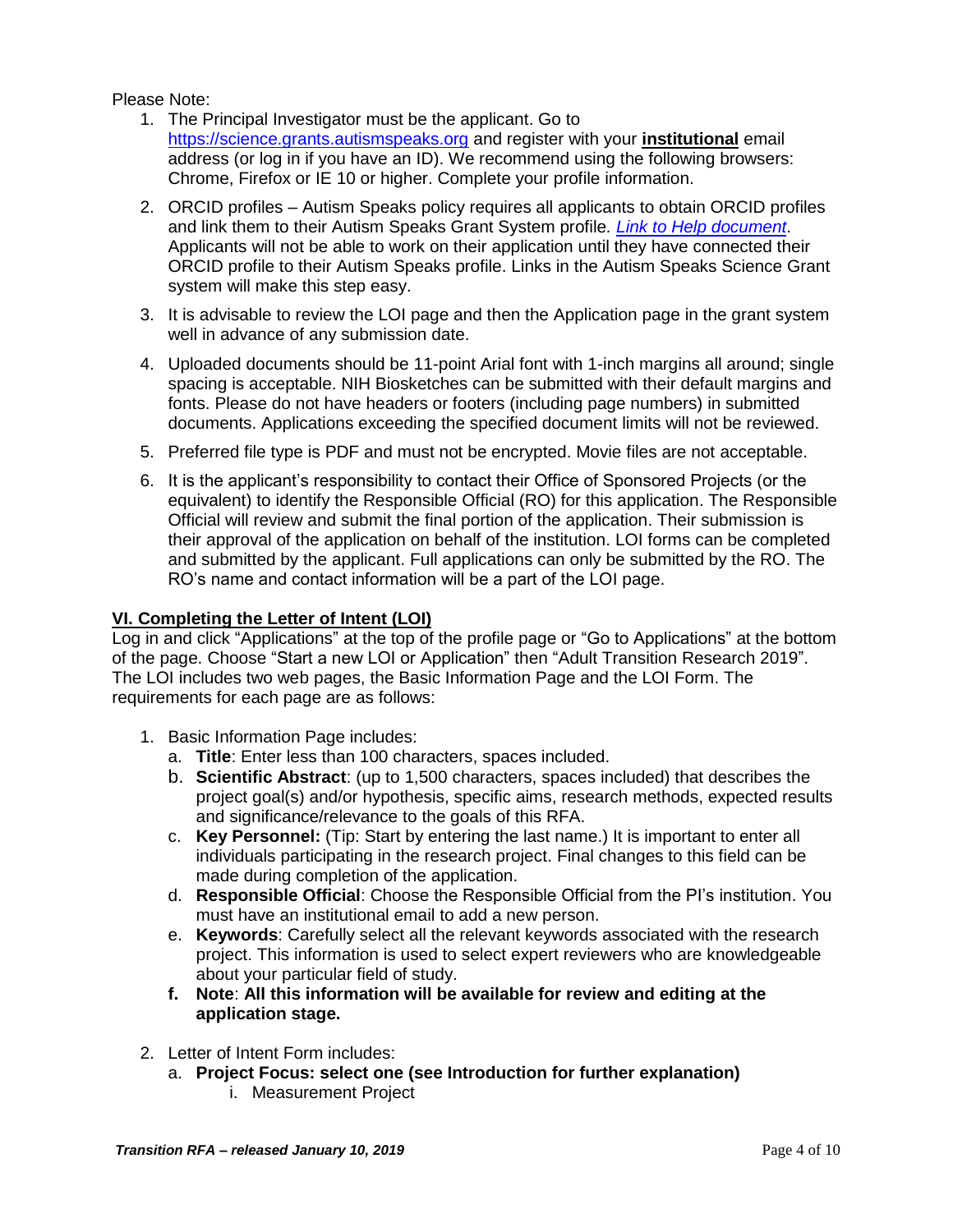Please Note:

1. The Principal Investigator must be the applicant. Go to [https://science.grants.autismspeaks.org](https://science.grants.autismspeaks.org) and register with your **institutional** email address (or log in if you have an ID). We recommend using the following browsers: Chrome, Firefox or IE 10 or higher. Complete your profile information.
2. ORCID profiles – Autism Speaks policy requires all applicants to obtain ORCID profiles and link them to their Autism Speaks Grant System profile. *Link to Help document*. Applicants will not be able to work on their application until they have connected their ORCID profile to their Autism Speaks profile. Links in the Autism Speaks Science Grant system will make this step easy.
3. It is advisable to review the LOI page and then the Application page in the grant system well in advance of any submission date.
4. Uploaded documents should be 11-point Arial font with 1-inch margins all around; single spacing is acceptable. NIH Biosketches can be submitted with their default margins and fonts. Please do not have headers or footers (including page numbers) in submitted documents. Applications exceeding the specified document limits will not be reviewed.
5. Preferred file type is PDF and must not be encrypted. Movie files are not acceptable.
6. It is the applicant's responsibility to contact their Office of Sponsored Projects (or the equivalent) to identify the Responsible Official (RO) for this application. The Responsible Official will review and submit the final portion of the application. Their submission is their approval of the application on behalf of the institution. LOI forms can be completed and submitted by the applicant. Full applications can only be submitted by the RO. The RO's name and contact information will be a part of the LOI page.

## VI. Completing the Letter of Intent (LOI)

Log in and click "Applications" at the top of the profile page or "Go to Applications" at the bottom of the page. Choose "Start a new LOI or Application" then "Adult Transition Research 2019". The LOI includes two web pages, the Basic Information Page and the LOI Form. The requirements for each page are as follows:

1. Basic Information Page includes:
   a. **Title**: Enter less than 100 characters, spaces included.
   b. **Scientific Abstract**: (up to 1,500 characters, spaces included) that describes the project goal(s) and/or hypothesis, specific aims, research methods, expected results and significance/relevance to the goals of this RFA.
   c. **Key Personnel:** (Tip: Start by entering the last name.) It is important to enter all individuals participating in the research project. Final changes to this field can be made during completion of the application.
   d. **Responsible Official**: Choose the Responsible Official from the PI's institution. You must have an institutional email to add a new person.
   e. **Keywords**: Carefully select all the relevant keywords associated with the research project. This information is used to select expert reviewers who are knowledgeable about your particular field of study.
   f. **Note**: **All this information will be available for review and editing at the application stage.**
2. Letter of Intent Form includes:
   a. **Project Focus: select one (see Introduction for further explanation)**
      i. Measurement Project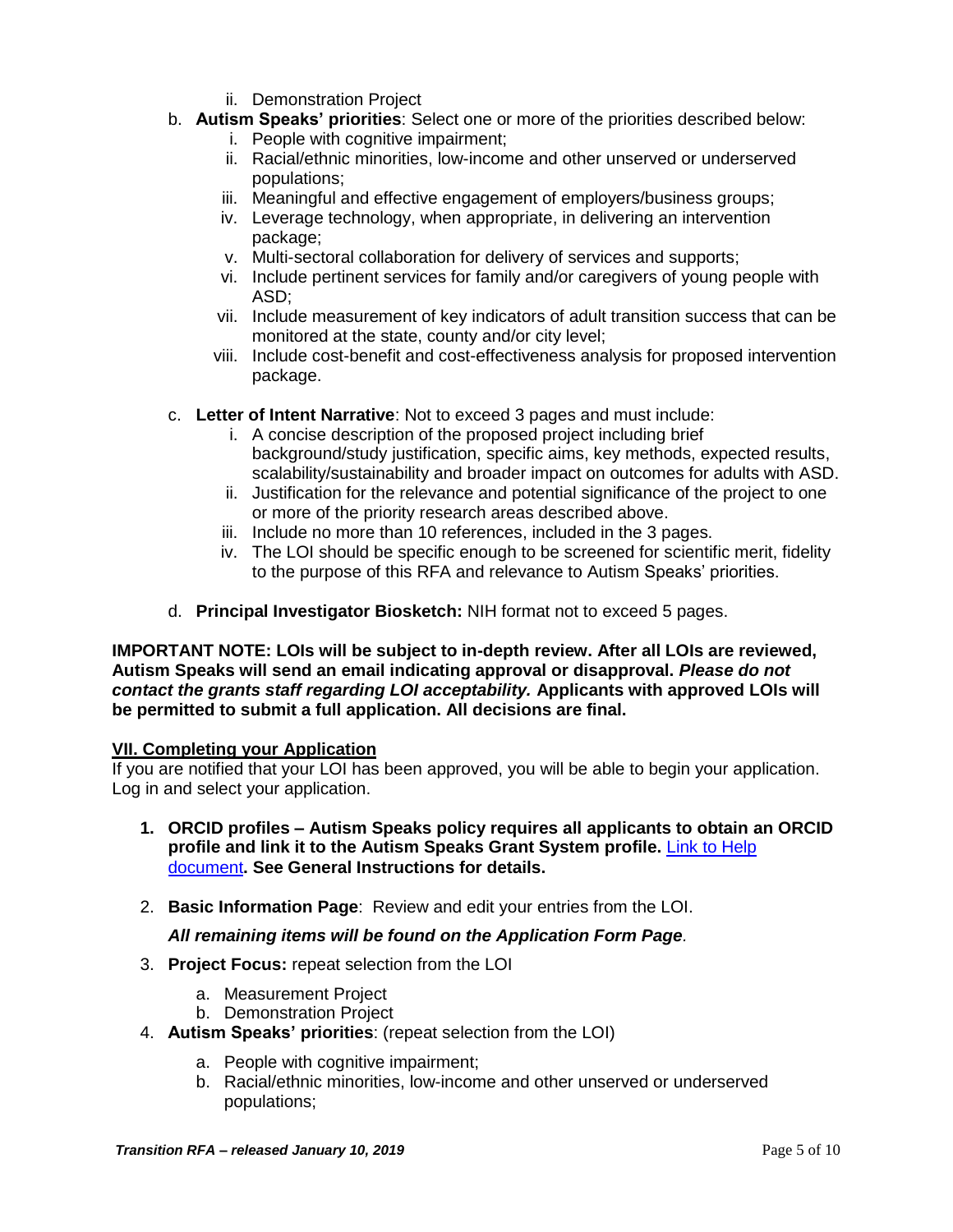ii. Demonstration Project

b. **Autism Speaks' priorities**: Select one or more of the priorities described below:
   i. People with cognitive impairment;
   ii. Racial/ethnic minorities, low-income and other unserved or underserved populations;
   iii. Meaningful and effective engagement of employers/business groups;
   iv. Leverage technology, when appropriate, in delivering an intervention package;
   v. Multi-sectoral collaboration for delivery of services and supports;
   vi. Include pertinent services for family and/or caregivers of young people with ASD;
   vii. Include measurement of key indicators of adult transition success that can be monitored at the state, county and/or city level;
   viii. Include cost-benefit and cost-effectiveness analysis for proposed intervention package.

c. **Letter of Intent Narrative**: Not to exceed 3 pages and must include:
   i. A concise description of the proposed project including brief background/study justification, specific aims, key methods, expected results, scalability/sustainability and broader impact on outcomes for adults with ASD.
   ii. Justification for the relevance and potential significance of the project to one or more of the priority research areas described above.
   iii. Include no more than 10 references, included in the 3 pages.
   iv. The LOI should be specific enough to be screened for scientific merit, fidelity to the purpose of this RFA and relevance to Autism Speaks' priorities.

d. **Principal Investigator Biosketch:** NIH format not to exceed 5 pages.

**IMPORTANT NOTE: LOIs will be subject to in-depth review. After all LOIs are reviewed, Autism Speaks will send an email indicating approval or disapproval. *Please do not contact the grants staff regarding LOI acceptability.* Applicants with approved LOIs will be permitted to submit a full application. All decisions are final.**

## VII. Completing your Application

If you are notified that your LOI has been approved, you will be able to begin your application. Log in and select your application.

1. **ORCID profiles – Autism Speaks policy requires all applicants to obtain an ORCID profile and link it to the Autism Speaks Grant System profile.** Link to Help document**. See General Instructions for details.**

2. **Basic Information Page**: Review and edit your entries from the LOI.

   ***All remaining items will be found on the Application Form Page**.*

3. **Project Focus:** repeat selection from the LOI
   a. Measurement Project
   b. Demonstration Project

4. **Autism Speaks' priorities**: (repeat selection from the LOI)
   a. People with cognitive impairment;
   b. Racial/ethnic minorities, low-income and other unserved or underserved populations;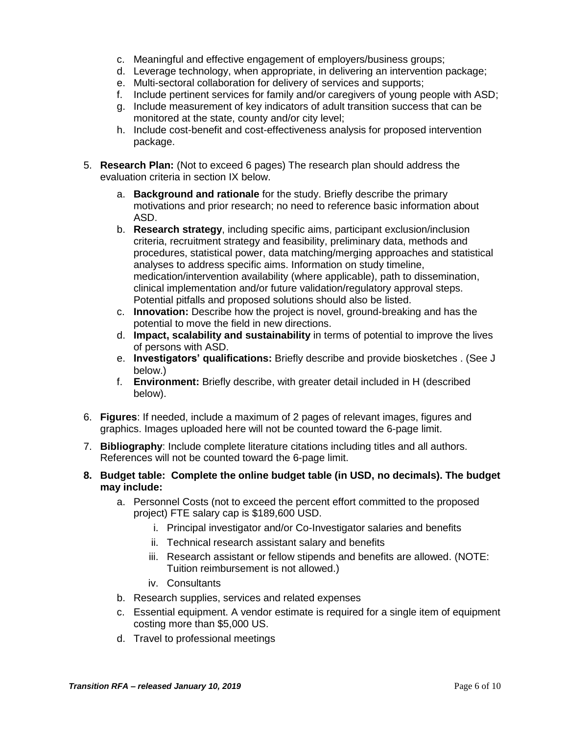c. Meaningful and effective engagement of employers/business groups;
d. Leverage technology, when appropriate, in delivering an intervention package;
e. Multi-sectoral collaboration for delivery of services and supports;
f. Include pertinent services for family and/or caregivers of young people with ASD;
g. Include measurement of key indicators of adult transition success that can be monitored at the state, county and/or city level;
h. Include cost-benefit and cost-effectiveness analysis for proposed intervention package.

5. **Research Plan:** (Not to exceed 6 pages) The research plan should address the evaluation criteria in section IX below.
    a. **Background and rationale** for the study. Briefly describe the primary motivations and prior research; no need to reference basic information about ASD.
    b. **Research strategy**, including specific aims, participant exclusion/inclusion criteria, recruitment strategy and feasibility, preliminary data, methods and procedures, statistical power, data matching/merging approaches and statistical analyses to address specific aims. Information on study timeline, medication/intervention availability (where applicable), path to dissemination, clinical implementation and/or future validation/regulatory approval steps. Potential pitfalls and proposed solutions should also be listed.
    c. **Innovation:** Describe how the project is novel, ground-breaking and has the potential to move the field in new directions.
    d. **Impact, scalability and sustainability** in terms of potential to improve the lives of persons with ASD.
    e. **Investigators' qualifications:** Briefly describe and provide biosketches . (See J below.)
    f. **Environment:** Briefly describe, with greater detail included in H (described below).

6. **Figures**: If needed, include a maximum of 2 pages of relevant images, figures and graphics. Images uploaded here will not be counted toward the 6-page limit.

7. **Bibliography**: Include complete literature citations including titles and all authors. References will not be counted toward the 6-page limit.

8. **Budget table: Complete the online budget table (in USD, no decimals). The budget may include:**
    a. Personnel Costs (not to exceed the percent effort committed to the proposed project) FTE salary cap is $189,600 USD.
        i. Principal investigator and/or Co-Investigator salaries and benefits
        ii. Technical research assistant salary and benefits
        iii. Research assistant or fellow stipends and benefits are allowed. (NOTE: Tuition reimbursement is not allowed.)
        iv. Consultants
    b. Research supplies, services and related expenses
    c. Essential equipment. A vendor estimate is required for a single item of equipment costing more than $5,000 US.
    d. Travel to professional meetings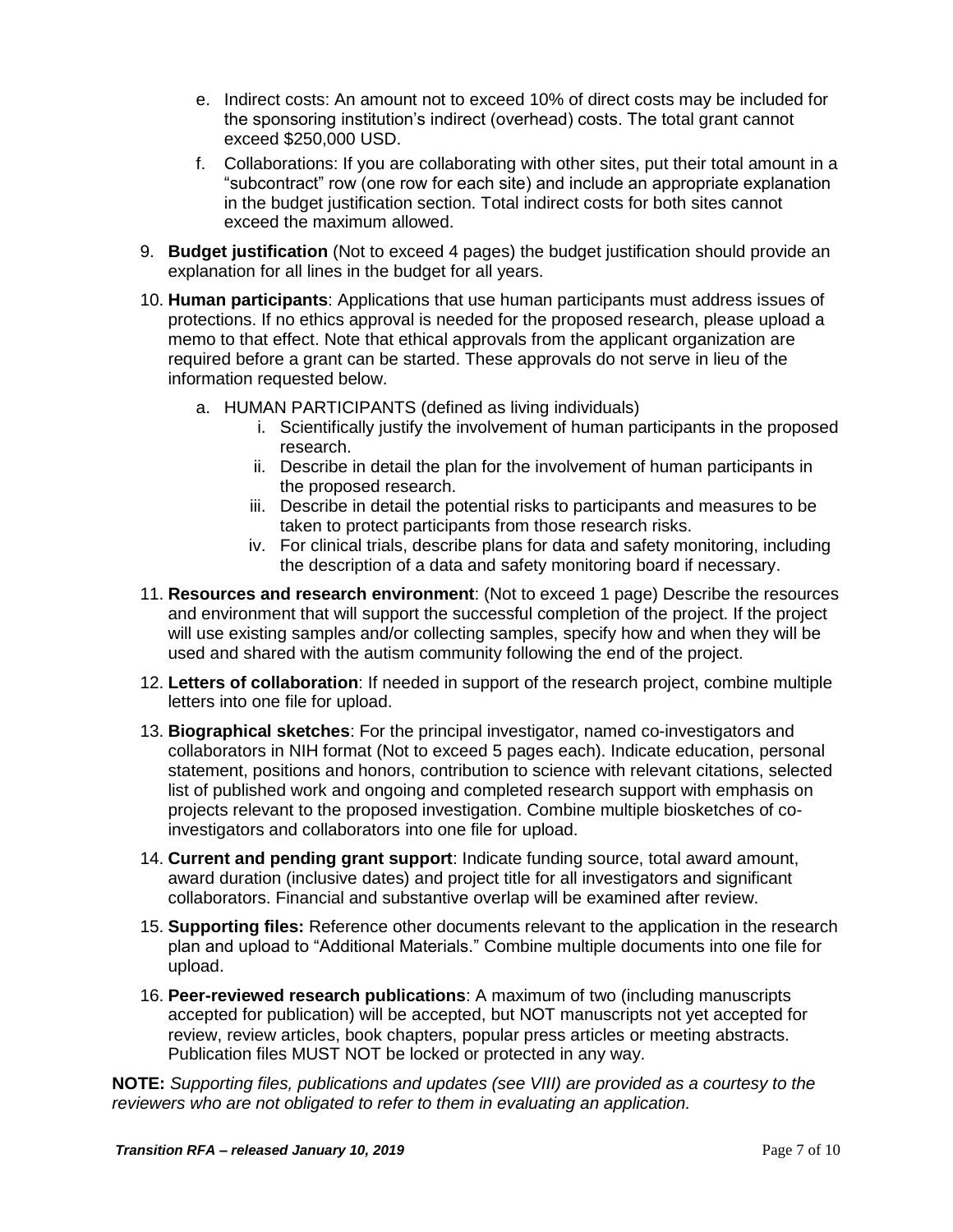e. Indirect costs: An amount not to exceed 10% of direct costs may be included for the sponsoring institution's indirect (overhead) costs. The total grant cannot exceed $250,000 USD.

   f. Collaborations: If you are collaborating with other sites, put their total amount in a "subcontract" row (one row for each site) and include an appropriate explanation in the budget justification section. Total indirect costs for both sites cannot exceed the maximum allowed.

9. **Budget justification** (Not to exceed 4 pages) the budget justification should provide an explanation for all lines in the budget for all years.

10. **Human participants**: Applications that use human participants must address issues of protections. If no ethics approval is needed for the proposed research, please upload a memo to that effect. Note that ethical approvals from the applicant organization are required before a grant can be started. These approvals do not serve in lieu of the information requested below.

    a. HUMAN PARTICIPANTS (defined as living individuals)

       i. Scientifically justify the involvement of human participants in the proposed research.

       ii. Describe in detail the plan for the involvement of human participants in the proposed research.

       iii. Describe in detail the potential risks to participants and measures to be taken to protect participants from those research risks.

       iv. For clinical trials, describe plans for data and safety monitoring, including the description of a data and safety monitoring board if necessary.

11. **Resources and research environment**: (Not to exceed 1 page) Describe the resources and environment that will support the successful completion of the project. If the project will use existing samples and/or collecting samples, specify how and when they will be used and shared with the autism community following the end of the project.

12. **Letters of collaboration**: If needed in support of the research project, combine multiple letters into one file for upload.

13. **Biographical sketches**: For the principal investigator, named co-investigators and collaborators in NIH format (Not to exceed 5 pages each). Indicate education, personal statement, positions and honors, contribution to science with relevant citations, selected list of published work and ongoing and completed research support with emphasis on projects relevant to the proposed investigation. Combine multiple biosketches of co-investigators and collaborators into one file for upload.

14. **Current and pending grant support**: Indicate funding source, total award amount, award duration (inclusive dates) and project title for all investigators and significant collaborators. Financial and substantive overlap will be examined after review.

15. **Supporting files:** Reference other documents relevant to the application in the research plan and upload to "Additional Materials." Combine multiple documents into one file for upload.

16. **Peer-reviewed research publications**: A maximum of two (including manuscripts accepted for publication) will be accepted, but NOT manuscripts not yet accepted for review, review articles, book chapters, popular press articles or meeting abstracts. Publication files MUST NOT be locked or protected in any way.

**NOTE:** *Supporting files, publications and updates (see VIII) are provided as a courtesy to the reviewers who are not obligated to refer to them in evaluating an application.*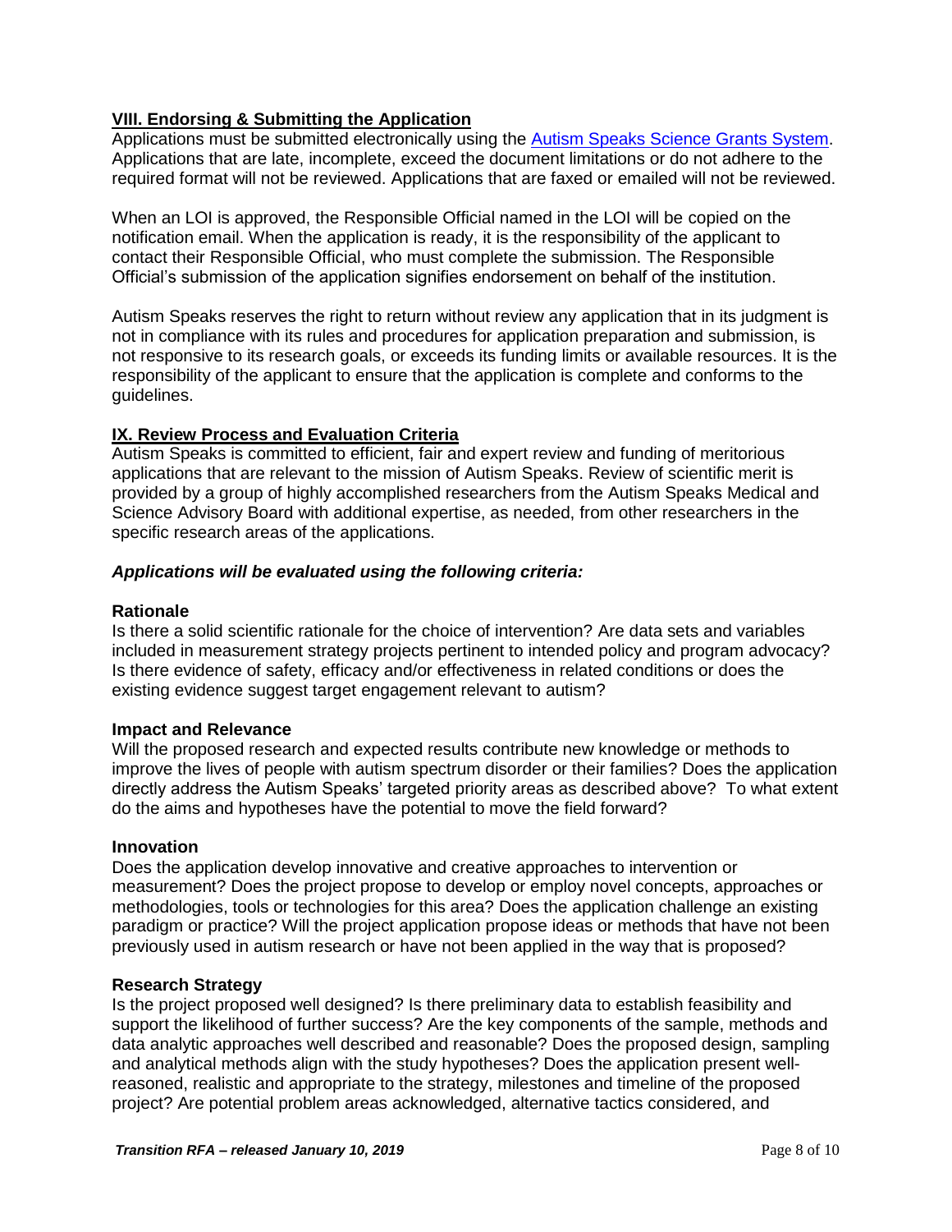## VIII. Endorsing & Submitting the Application

Applications must be submitted electronically using the [Autism Speaks Science Grants System](). Applications that are late, incomplete, exceed the document limitations or do not adhere to the required format will not be reviewed. Applications that are faxed or emailed will not be reviewed.

When an LOI is approved, the Responsible Official named in the LOI will be copied on the notification email. When the application is ready, it is the responsibility of the applicant to contact their Responsible Official, who must complete the submission. The Responsible Official's submission of the application signifies endorsement on behalf of the institution.

Autism Speaks reserves the right to return without review any application that in its judgment is not in compliance with its rules and procedures for application preparation and submission, is not responsive to its research goals, or exceeds its funding limits or available resources. It is the responsibility of the applicant to ensure that the application is complete and conforms to the guidelines.

## IX. Review Process and Evaluation Criteria

Autism Speaks is committed to efficient, fair and expert review and funding of meritorious applications that are relevant to the mission of Autism Speaks. Review of scientific merit is provided by a group of highly accomplished researchers from the Autism Speaks Medical and Science Advisory Board with additional expertise, as needed, from other researchers in the specific research areas of the applications.

### *Applications will be evaluated using the following criteria:*

**Rationale**

Is there a solid scientific rationale for the choice of intervention? Are data sets and variables included in measurement strategy projects pertinent to intended policy and program advocacy? Is there evidence of safety, efficacy and/or effectiveness in related conditions or does the existing evidence suggest target engagement relevant to autism?

**Impact and Relevance**

Will the proposed research and expected results contribute new knowledge or methods to improve the lives of people with autism spectrum disorder or their families? Does the application directly address the Autism Speaks' targeted priority areas as described above? To what extent do the aims and hypotheses have the potential to move the field forward?

**Innovation**

Does the application develop innovative and creative approaches to intervention or measurement? Does the project propose to develop or employ novel concepts, approaches or methodologies, tools or technologies for this area? Does the application challenge an existing paradigm or practice? Will the project application propose ideas or methods that have not been previously used in autism research or have not been applied in the way that is proposed?

**Research Strategy**

Is the project proposed well designed? Is there preliminary data to establish feasibility and support the likelihood of further success? Are the key components of the sample, methods and data analytic approaches well described and reasonable? Does the proposed design, sampling and analytical methods align with the study hypotheses? Does the application present well-reasoned, realistic and appropriate to the strategy, milestones and timeline of the proposed project? Are potential problem areas acknowledged, alternative tactics considered, and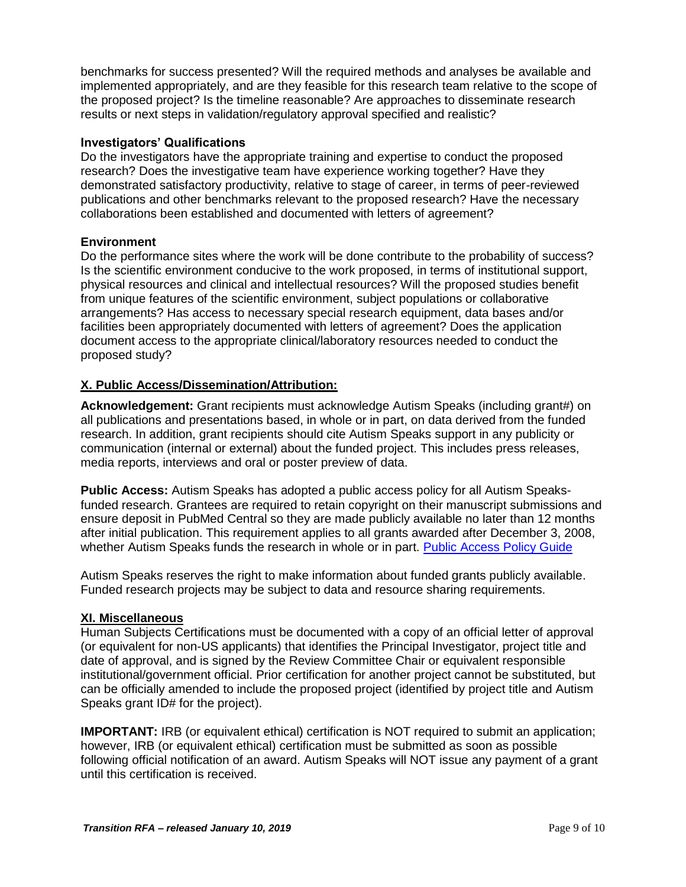benchmarks for success presented? Will the required methods and analyses be available and implemented appropriately, and are they feasible for this research team relative to the scope of the proposed project? Is the timeline reasonable? Are approaches to disseminate research results or next steps in validation/regulatory approval specified and realistic?

**Investigators' Qualifications**
Do the investigators have the appropriate training and expertise to conduct the proposed research? Does the investigative team have experience working together? Have they demonstrated satisfactory productivity, relative to stage of career, in terms of peer-reviewed publications and other benchmarks relevant to the proposed research? Have the necessary collaborations been established and documented with letters of agreement?

**Environment**
Do the performance sites where the work will be done contribute to the probability of success? Is the scientific environment conducive to the work proposed, in terms of institutional support, physical resources and clinical and intellectual resources? Will the proposed studies benefit from unique features of the scientific environment, subject populations or collaborative arrangements? Has access to necessary special research equipment, data bases and/or facilities been appropriately documented with letters of agreement? Does the application document access to the appropriate clinical/laboratory resources needed to conduct the proposed study?

## X. Public Access/Dissemination/Attribution:

**Acknowledgement:** Grant recipients must acknowledge Autism Speaks (including grant#) on all publications and presentations based, in whole or in part, on data derived from the funded research. In addition, grant recipients should cite Autism Speaks support in any publicity or communication (internal or external) about the funded project. This includes press releases, media reports, interviews and oral or poster preview of data.

**Public Access:** Autism Speaks has adopted a public access policy for all Autism Speaks-funded research. Grantees are required to retain copyright on their manuscript submissions and ensure deposit in PubMed Central so they are made publicly available no later than 12 months after initial publication. This requirement applies to all grants awarded after December 3, 2008, whether Autism Speaks funds the research in whole or in part. Public Access Policy Guide

Autism Speaks reserves the right to make information about funded grants publicly available. Funded research projects may be subject to data and resource sharing requirements.

## XI. Miscellaneous

Human Subjects Certifications must be documented with a copy of an official letter of approval (or equivalent for non-US applicants) that identifies the Principal Investigator, project title and date of approval, and is signed by the Review Committee Chair or equivalent responsible institutional/government official. Prior certification for another project cannot be substituted, but can be officially amended to include the proposed project (identified by project title and Autism Speaks grant ID# for the project).

**IMPORTANT:** IRB (or equivalent ethical) certification is NOT required to submit an application; however, IRB (or equivalent ethical) certification must be submitted as soon as possible following official notification of an award. Autism Speaks will NOT issue any payment of a grant until this certification is received.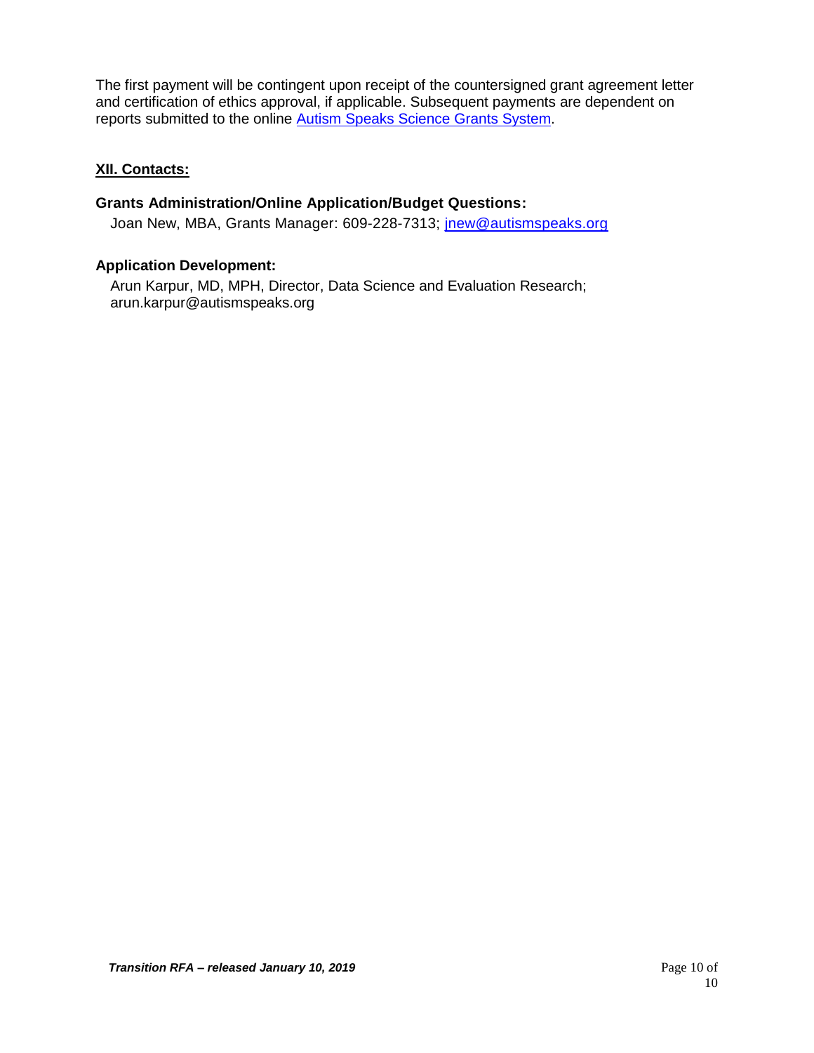The first payment will be contingent upon receipt of the countersigned grant agreement letter and certification of ethics approval, if applicable. Subsequent payments are dependent on reports submitted to the online Autism Speaks Science Grants System.

## XII. Contacts:

### Grants Administration/Online Application/Budget Questions:

Joan New, MBA, Grants Manager: 609-228-7313; jnew@autismspeaks.org

### Application Development:

Arun Karpur, MD, MPH, Director, Data Science and Evaluation Research; arun.karpur@autismspeaks.org